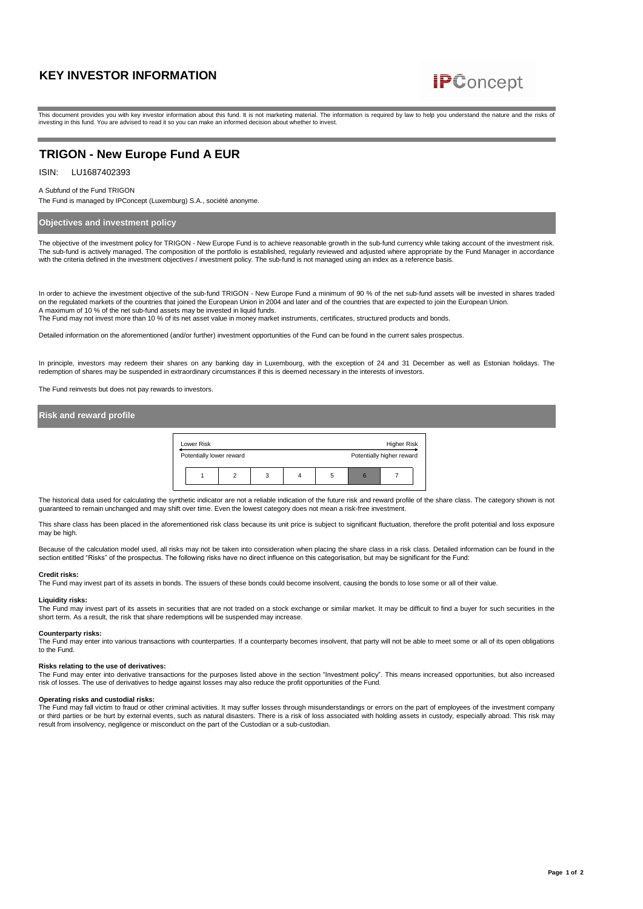# KEY INVESTOR INFORMATION

IPConcept

This document provides you with key investor information about this fund. It is not marketing material. The information is required by law to help you understand the nature and the risks of investing in this fund. You are advised to read it so you can make an informed decision about whether to invest.

## TRIGON - New Europe Fund A EUR

ISIN: LU1687402393

A Subfund of the Fund TRIGON

The Fund is managed by IPConcept (Luxemburg) S.A., société anonyme.

### Objectives and investment policy

The objective of the investment policy for TRIGON - New Europe Fund is to achieve reasonable growth in the sub-fund currency while taking account of the investment risk. The sub-fund is actively managed. The composition of the portfolio is established, regularly reviewed and adjusted where appropriate by the Fund Manager in accordance with the criteria defined in the investment objectives / investment policy. The sub-fund is not managed using an index as a reference basis.

In order to achieve the investment objective of the sub-fund TRIGON - New Europe Fund a minimum of 90 % of the net sub-fund assets will be invested in shares traded on the regulated markets of the countries that joined the European Union in 2004 and later and of the countries that are expected to join the European Union.
A maximum of 10 % of the net sub-fund assets may be invested in liquid funds.
The Fund may not invest more than 10 % of its net asset value in money market instruments, certificates, structured products and bonds.

Detailed information on the aforementioned (and/or further) investment opportunities of the Fund can be found in the current sales prospectus.

In principle, investors may redeem their shares on any banking day in Luxembourg, with the exception of 24 and 31 December as well as Estonian holidays. The redemption of shares may be suspended in extraordinary circumstances if this is deemed necessary in the interests of investors.

The Fund reinvests but does not pay rewards to investors.

### Risk and reward profile

| Lower Risk | | | | | | Higher Risk |
|---|---|---|---|---|---|---|
| Potentially lower reward | | | | | | Potentially higher reward |
| 1 | 2 | 3 | 4 | 5 | **6** | 7 |

The historical data used for calculating the synthetic indicator are not a reliable indication of the future risk and reward profile of the share class. The category shown is not guaranteed to remain unchanged and may shift over time. Even the lowest category does not mean a risk-free investment.

This share class has been placed in the aforementioned risk class because its unit price is subject to significant fluctuation, therefore the profit potential and loss exposure may be high.

Because of the calculation model used, all risks may not be taken into consideration when placing the share class in a risk class. Detailed information can be found in the section entitled "Risks" of the prospectus. The following risks have no direct influence on this categorisation, but may be significant for the Fund:

**Credit risks:**
The Fund may invest part of its assets in bonds. The issuers of these bonds could become insolvent, causing the bonds to lose some or all of their value.

**Liquidity risks:**
The Fund may invest part of its assets in securities that are not traded on a stock exchange or similar market. It may be difficult to find a buyer for such securities in the short term. As a result, the risk that share redemptions will be suspended may increase.

**Counterparty risks:**
The Fund may enter into various transactions with counterparties. If a counterparty becomes insolvent, that party will not be able to meet some or all of its open obligations to the Fund.

**Risks relating to the use of derivatives:**
The Fund may enter into derivative transactions for the purposes listed above in the section "Investment policy". This means increased opportunities, but also increased risk of losses. The use of derivatives to hedge against losses may also reduce the profit opportunities of the Fund.

**Operating risks and custodial risks:**
The Fund may fall victim to fraud or other criminal activities. It may suffer losses through misunderstandings or errors on the part of employees of the investment company or third parties or be hurt by external events, such as natural disasters. There is a risk of loss associated with holding assets in custody, especially abroad. This risk may result from insolvency, negligence or misconduct on the part of the Custodian or a sub-custodian.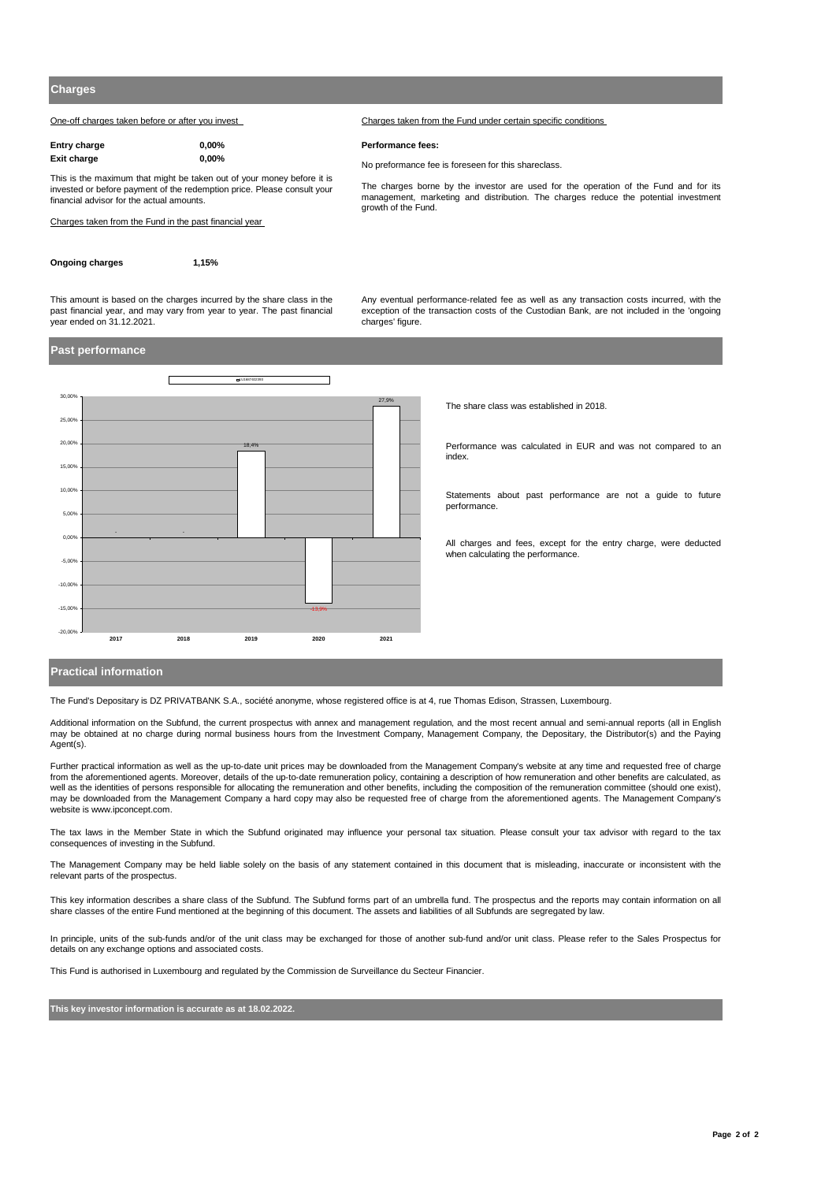## Charges

One-off charges taken before or after you invest

| | |
|---|---|
| **Entry charge** | **0,00%** |
| **Exit charge** | **0,00%** |

This is the maximum that might be taken out of your money before it is invested or before payment of the redemption price. Please consult your financial advisor for the actual amounts.

Charges taken from the Fund in the past financial year

| | |
|---|---|
| **Ongoing charges** | **1,15%** |

This amount is based on the charges incurred by the share class in the past financial year, and may vary from year to year. The past financial year ended on 31.12.2021.

Charges taken from the Fund under certain specific conditions

**Performance fees:**

No preformance fee is foreseen for this shareclass.

The charges borne by the investor are used for the operation of the Fund and for its management, marketing and distribution. The charges reduce the potential investment growth of the Fund.

Any eventual performance-related fee as well as any transaction costs incurred, with the exception of the transaction costs of the Custodian Bank, are not included in the 'ongoing charges' figure.

## Past performance

| Year | 2017 | 2018 | 2019 | 2020 | 2021 |
|---|---|---|---|---|---|
| Performance | - | - | 18,4% | -13,9% | 27,9% |

The share class was established in 2018.

Performance was calculated in EUR and was not compared to an index.

Statements about past performance are not a guide to future performance.

All charges and fees, except for the entry charge, were deducted when calculating the performance.

## Practical information

The Fund's Depositary is DZ PRIVATBANK S.A., société anonyme, whose registered office is at 4, rue Thomas Edison, Strassen, Luxembourg.

Additional information on the Subfund, the current prospectus with annex and management regulation, and the most recent annual and semi-annual reports (all in English may be obtained at no charge during normal business hours from the Investment Company, Management Company, the Depositary, the Distributor(s) and the Paying Agent(s).

Further practical information as well as the up-to-date unit prices may be downloaded from the Management Company's website at any time and requested free of charge from the aforementioned agents. Moreover, details of the up-to-date remuneration policy, containing a description of how remuneration and other benefits are calculated, as well as the identities of persons responsible for allocating the remuneration and other benefits, including the composition of the remuneration committee (should one exist), may be downloaded from the Management Company a hard copy may also be requested free of charge from the aforementioned agents. The Management Company's website is www.ipconcept.com.

The tax laws in the Member State in which the Subfund originated may influence your personal tax situation. Please consult your tax advisor with regard to the tax consequences of investing in the Subfund.

The Management Company may be held liable solely on the basis of any statement contained in this document that is misleading, inaccurate or inconsistent with the relevant parts of the prospectus.

This key information describes a share class of the Subfund. The Subfund forms part of an umbrella fund. The prospectus and the reports may contain information on all share classes of the entire Fund mentioned at the beginning of this document. The assets and liabilities of all Subfunds are segregated by law.

In principle, units of the sub-funds and/or of the unit class may be exchanged for those of another sub-fund and/or unit class. Please refer to the Sales Prospectus for details on any exchange options and associated costs.

This Fund is authorised in Luxembourg and regulated by the Commission de Surveillance du Secteur Financier.

**This key investor information is accurate as at 18.02.2022.**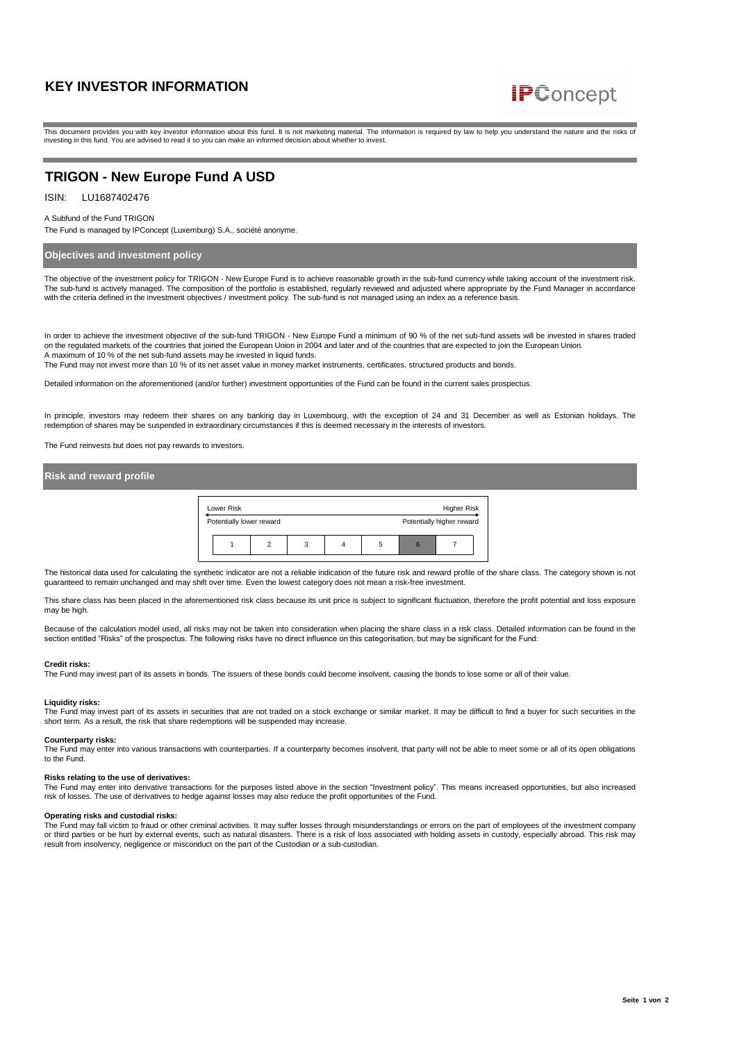# KEY INVESTOR INFORMATION

IPConcept

This document provides you with key investor information about this fund. It is not marketing material. The information is required by law to help you understand the nature and the risks of investing in this fund. You are advised to read it so you can make an informed decision about whether to invest.

## TRIGON - New Europe Fund A USD

ISIN: LU1687402476

A Subfund of the Fund TRIGON

The Fund is managed by IPConcept (Luxemburg) S.A., société anonyme.

### Objectives and investment policy

The objective of the investment policy for TRIGON - New Europe Fund is to achieve reasonable growth in the sub-fund currency while taking account of the investment risk. The sub-fund is actively managed. The composition of the portfolio is established, regularly reviewed and adjusted where appropriate by the Fund Manager in accordance with the criteria defined in the investment objectives / investment policy. The sub-fund is not managed using an index as a reference basis.

In order to achieve the investment objective of the sub-fund TRIGON - New Europe Fund a minimum of 90 % of the net sub-fund assets will be invested in shares traded on the regulated markets of the countries that joined the European Union in 2004 and later and of the countries that are expected to join the European Union.
A maximum of 10 % of the net sub-fund assets may be invested in liquid funds.
The Fund may not invest more than 10 % of its net asset value in money market instruments, certificates, structured products and bonds.

Detailed information on the aforementioned (and/or further) investment opportunities of the Fund can be found in the current sales prospectus.

In principle, investors may redeem their shares on any banking day in Luxembourg, with the exception of 24 and 31 December as well as Estonian holidays. The redemption of shares may be suspended in extraordinary circumstances if this is deemed necessary in the interests of investors.

The Fund reinvests but does not pay rewards to investors.

### Risk and reward profile

| Lower Risk | | | | | | Higher Risk |
|---|---|---|---|---|---|---|
| Potentially lower reward | | | | | | Potentially higher reward |
| 1 | 2 | 3 | 4 | 5 | **6** | 7 |

The historical data used for calculating the synthetic indicator are not a reliable indication of the future risk and reward profile of the share class. The category shown is not guaranteed to remain unchanged and may shift over time. Even the lowest category does not mean a risk-free investment.

This share class has been placed in the aforementioned risk class because its unit price is subject to significant fluctuation, therefore the profit potential and loss exposure may be high.

Because of the calculation model used, all risks may not be taken into consideration when placing the share class in a risk class. Detailed information can be found in the section entitled "Risks" of the prospectus. The following risks have no direct influence on this categorisation, but may be significant for the Fund:

**Credit risks:**
The Fund may invest part of its assets in bonds. The issuers of these bonds could become insolvent, causing the bonds to lose some or all of their value.

**Liquidity risks:**
The Fund may invest part of its assets in securities that are not traded on a stock exchange or similar market. It may be difficult to find a buyer for such securities in the short term. As a result, the risk that share redemptions will be suspended may increase.

**Counterparty risks:**
The Fund may enter into various transactions with counterparties. If a counterparty becomes insolvent, that party will not be able to meet some or all of its open obligations to the Fund.

**Risks relating to the use of derivatives:**
The Fund may enter into derivative transactions for the purposes listed above in the section "Investment policy". This means increased opportunities, but also increased risk of losses. The use of derivatives to hedge against losses may also reduce the profit opportunities of the Fund.

**Operating risks and custodial risks:**
The Fund may fall victim to fraud or other criminal activities. It may suffer losses through misunderstandings or errors on the part of employees of the investment company or third parties or be hurt by external events, such as natural disasters. There is a risk of loss associated with holding assets in custody, especially abroad. This risk may result from insolvency, negligence or misconduct on the part of the Custodian or a sub-custodian.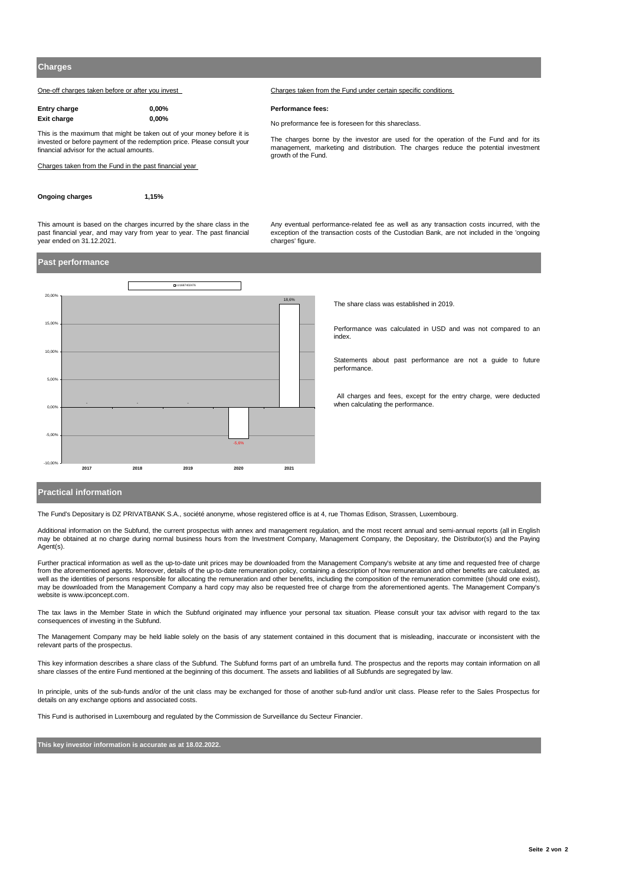## Charges

One-off charges taken before or after you invest

| | |
|---|---|
| **Entry charge** | **0,00%** |
| **Exit charge** | **0,00%** |

This is the maximum that might be taken out of your money before it is invested or before payment of the redemption price. Please consult your financial advisor for the actual amounts.

Charges taken from the Fund in the past financial year

| | |
|---|---|
| **Ongoing charges** | **1,15%** |

This amount is based on the charges incurred by the share class in the past financial year, and may vary from year to year. The past financial year ended on 31.12.2021.

Charges taken from the Fund under certain specific conditions

**Performance fees:**

No preformance fee is foreseen for this shareclass.

The charges borne by the investor are used for the operation of the Fund and for its management, marketing and distribution. The charges reduce the potential investment growth of the Fund.

Any eventual performance-related fee as well as any transaction costs incurred, with the exception of the transaction costs of the Custodian Bank, are not included in the 'ongoing charges' figure.

## Past performance

| Year | 2017 | 2018 | 2019 | 2020 | 2021 |
|---|---|---|---|---|---|
| LU1687402476 | - | - | - | -5,6% | 18,6% |

The share class was established in 2019.

Performance was calculated in USD and was not compared to an index.

Statements about past performance are not a guide to future performance.

All charges and fees, except for the entry charge, were deducted when calculating the performance.

## Practical information

The Fund's Depositary is DZ PRIVATBANK S.A., société anonyme, whose registered office is at 4, rue Thomas Edison, Strassen, Luxembourg.

Additional information on the Subfund, the current prospectus with annex and management regulation, and the most recent annual and semi-annual reports (all in English may be obtained at no charge during normal business hours from the Investment Company, Management Company, the Depositary, the Distributor(s) and the Paying Agent(s).

Further practical information as well as the up-to-date unit prices may be downloaded from the Management Company's website at any time and requested free of charge from the aforementioned agents. Moreover, details of the up-to-date remuneration policy, containing a description of how remuneration and other benefits are calculated, as well as the identities of persons responsible for allocating the remuneration and other benefits, including the composition of the remuneration committee (should one exist), may be downloaded from the Management Company a hard copy may also be requested free of charge from the aforementioned agents. The Management Company's website is www.ipconcept.com.

The tax laws in the Member State in which the Subfund originated may influence your personal tax situation. Please consult your tax advisor with regard to the tax consequences of investing in the Subfund.

The Management Company may be held liable solely on the basis of any statement contained in this document that is misleading, inaccurate or inconsistent with the relevant parts of the prospectus.

This key information describes a share class of the Subfund. The Subfund forms part of an umbrella fund. The prospectus and the reports may contain information on all share classes of the entire Fund mentioned at the beginning of this document. The assets and liabilities of all Subfunds are segregated by law.

In principle, units of the sub-funds and/or of the unit class may be exchanged for those of another sub-fund and/or unit class. Please refer to the Sales Prospectus for details on any exchange options and associated costs.

This Fund is authorised in Luxembourg and regulated by the Commission de Surveillance du Secteur Financier.

**This key investor information is accurate as at 18.02.2022.**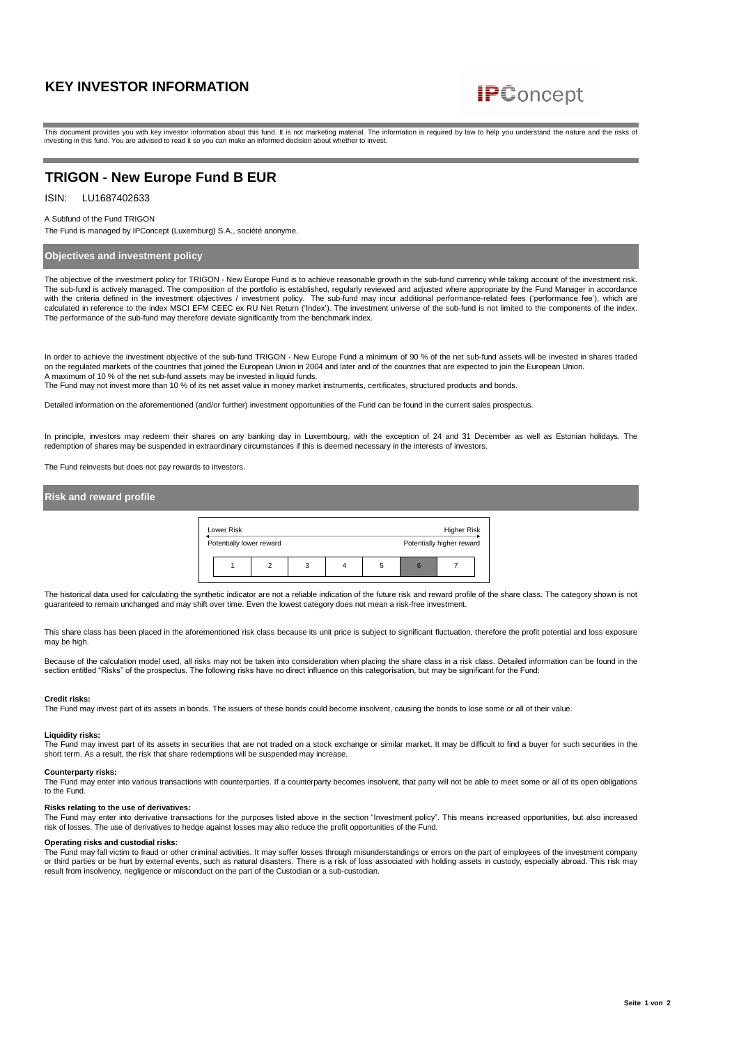# KEY INVESTOR INFORMATION

IPConcept

This document provides you with key investor information about this fund. It is not marketing material. The information is required by law to help you understand the nature and the risks of investing in this fund. You are advised to read it so you can make an informed decision about whether to invest.

## TRIGON - New Europe Fund B EUR

ISIN: LU1687402633

A Subfund of the Fund TRIGON

The Fund is managed by IPConcept (Luxemburg) S.A., société anonyme.

### Objectives and investment policy

The objective of the investment policy for TRIGON - New Europe Fund is to achieve reasonable growth in the sub-fund currency while taking account of the investment risk. The sub-fund is actively managed. The composition of the portfolio is established, regularly reviewed and adjusted where appropriate by the Fund Manager in accordance with the criteria defined in the investment objectives / investment policy. The sub-fund may incur additional performance-related fees ('performance fee'), which are calculated in reference to the index MSCI EFM CEEC ex RU Net Return ('Index'). The investment universe of the sub-fund is not limited to the components of the index. The performance of the sub-fund may therefore deviate significantly from the benchmark index.

In order to achieve the investment objective of the sub-fund TRIGON - New Europe Fund a minimum of 90 % of the net sub-fund assets will be invested in shares traded on the regulated markets of the countries that joined the European Union in 2004 and later and of the countries that are expected to join the European Union.
A maximum of 10 % of the net sub-fund assets may be invested in liquid funds.
The Fund may not invest more than 10 % of its net asset value in money market instruments, certificates, structured products and bonds.

Detailed information on the aforementioned (and/or further) investment opportunities of the Fund can be found in the current sales prospectus.

In principle, investors may redeem their shares on any banking day in Luxembourg, with the exception of 24 and 31 December as well as Estonian holidays. The redemption of shares may be suspended in extraordinary circumstances if this is deemed necessary in the interests of investors.

The Fund reinvests but does not pay rewards to investors.

### Risk and reward profile

| Lower Risk | | | | | | Higher Risk |
|---|---|---|---|---|---|---|
| Potentially lower reward | | | | | | Potentially higher reward |
| 1 | 2 | 3 | 4 | 5 | **6** | 7 |

The historical data used for calculating the synthetic indicator are not a reliable indication of the future risk and reward profile of the share class. The category shown is not guaranteed to remain unchanged and may shift over time. Even the lowest category does not mean a risk-free investment.

This share class has been placed in the aforementioned risk class because its unit price is subject to significant fluctuation, therefore the profit potential and loss exposure may be high.

Because of the calculation model used, all risks may not be taken into consideration when placing the share class in a risk class. Detailed information can be found in the section entitled "Risks" of the prospectus. The following risks have no direct influence on this categorisation, but may be significant for the Fund:

**Credit risks:**
The Fund may invest part of its assets in bonds. The issuers of these bonds could become insolvent, causing the bonds to lose some or all of their value.

**Liquidity risks:**
The Fund may invest part of its assets in securities that are not traded on a stock exchange or similar market. It may be difficult to find a buyer for such securities in the short term. As a result, the risk that share redemptions will be suspended may increase.

**Counterparty risks:**
The Fund may enter into various transactions with counterparties. If a counterparty becomes insolvent, that party will not be able to meet some or all of its open obligations to the Fund.

**Risks relating to the use of derivatives:**
The Fund may enter into derivative transactions for the purposes listed above in the section "Investment policy". This means increased opportunities, but also increased risk of losses. The use of derivatives to hedge against losses may also reduce the profit opportunities of the Fund.

**Operating risks and custodial risks:**
The Fund may fall victim to fraud or other criminal activities. It may suffer losses through misunderstandings or errors on the part of employees of the investment company or third parties or be hurt by external events, such as natural disasters. There is a risk of loss associated with holding assets in custody, especially abroad. This risk may result from insolvency, negligence or misconduct on the part of the Custodian or a sub-custodian.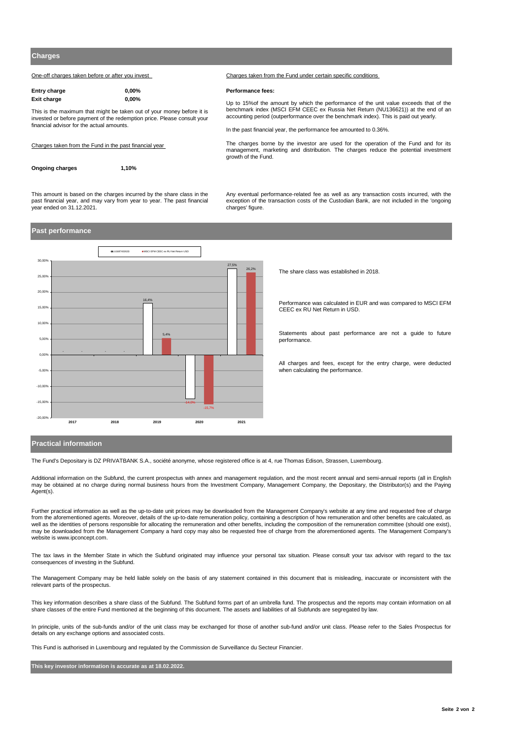## Charges

One-off charges taken before or after you invest

| | |
|---|---|
| **Entry charge** | **0,00%** |
| **Exit charge** | **0,00%** |

This is the maximum that might be taken out of your money before it is invested or before payment of the redemption price. Please consult your financial advisor for the actual amounts.

Charges taken from the Fund in the past financial year

| | |
|---|---|
| **Ongoing charges** | **1,10%** |

This amount is based on the charges incurred by the share class in the past financial year, and may vary from year to year. The past financial year ended on 31.12.2021.

Charges taken from the Fund under certain specific conditions

**Performance fees:**

Up to 15%of the amount by which the performance of the unit value exceeds that of the benchmark index (MSCI EFM CEEC ex Russia Net Return (NU136621)) at the end of an accounting period (outperformance over the benchmark index). This is paid out yearly.

In the past financial year, the performance fee amounted to 0.36%.

The charges borne by the investor are used for the operation of the Fund and for its management, marketing and distribution. The charges reduce the potential investment growth of the Fund.

Any eventual performance-related fee as well as any transaction costs incurred, with the exception of the transaction costs of the Custodian Bank, are not included in the 'ongoing charges' figure.

## Past performance

| Year | LU1687402633 | MSCI EFM CEEC ex RU Net Return USD |
|---|---|---|
| 2017 | - | - |
| 2018 | - | - |
| 2019 | 16,4% | 5,4% |
| 2020 | -14,0% | -15,7% |
| 2021 | 27,5% | 26,2% |

The share class was established in 2018.

Performance was calculated in EUR and was compared to MSCI EFM CEEC ex RU Net Return in USD.

Statements about past performance are not a guide to future performance.

All charges and fees, except for the entry charge, were deducted when calculating the performance.

## Practical information

The Fund's Depositary is DZ PRIVATBANK S.A., société anonyme, whose registered office is at 4, rue Thomas Edison, Strassen, Luxembourg.

Additional information on the Subfund, the current prospectus with annex and management regulation, and the most recent annual and semi-annual reports (all in English may be obtained at no charge during normal business hours from the Investment Company, Management Company, the Depositary, the Distributor(s) and the Paying Agent(s).

Further practical information as well as the up-to-date unit prices may be downloaded from the Management Company's website at any time and requested free of charge from the aforementioned agents. Moreover, details of the up-to-date remuneration policy, containing a description of how remuneration and other benefits are calculated, as well as the identities of persons responsible for allocating the remuneration and other benefits, including the composition of the remuneration committee (should one exist), may be downloaded from the Management Company a hard copy may also be requested free of charge from the aforementioned agents. The Management Company's website is www.ipconcept.com.

The tax laws in the Member State in which the Subfund originated may influence your personal tax situation. Please consult your tax advisor with regard to the tax consequences of investing in the Subfund.

The Management Company may be held liable solely on the basis of any statement contained in this document that is misleading, inaccurate or inconsistent with the relevant parts of the prospectus.

This key information describes a share class of the Subfund. The Subfund forms part of an umbrella fund. The prospectus and the reports may contain information on all share classes of the entire Fund mentioned at the beginning of this document. The assets and liabilities of all Subfunds are segregated by law.

In principle, units of the sub-funds and/or of the unit class may be exchanged for those of another sub-fund and/or unit class. Please refer to the Sales Prospectus for details on any exchange options and associated costs.

This Fund is authorised in Luxembourg and regulated by the Commission de Surveillance du Secteur Financier.

**This key investor information is accurate as at 18.02.2022.**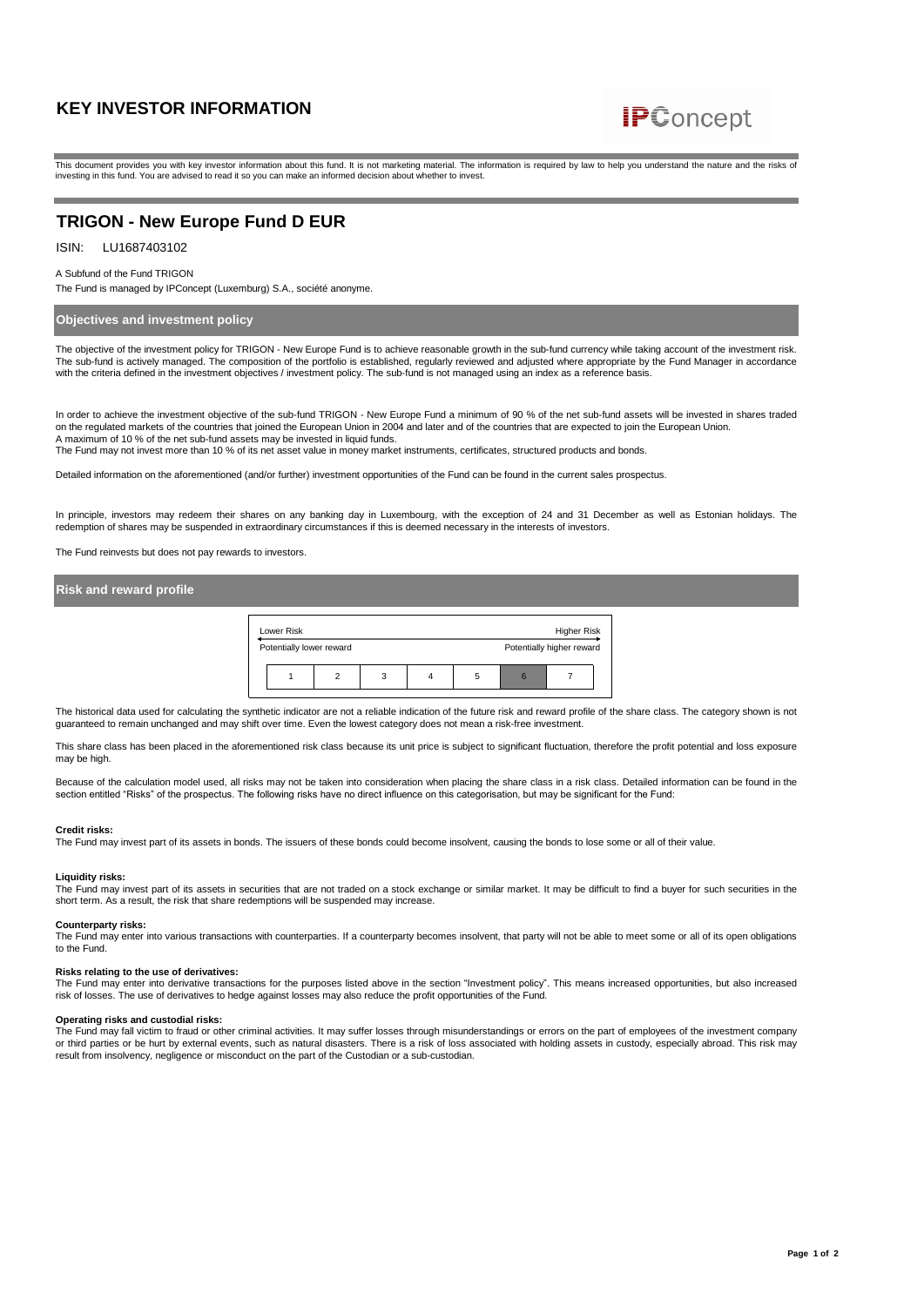# KEY INVESTOR INFORMATION

IPConcept

This document provides you with key investor information about this fund. It is not marketing material. The information is required by law to help you understand the nature and the risks of investing in this fund. You are advised to read it so you can make an informed decision about whether to invest.

## TRIGON - New Europe Fund D EUR

ISIN: LU1687403102

A Subfund of the Fund TRIGON

The Fund is managed by IPConcept (Luxemburg) S.A., société anonyme.

### Objectives and investment policy

The objective of the investment policy for TRIGON - New Europe Fund is to achieve reasonable growth in the sub-fund currency while taking account of the investment risk. The sub-fund is actively managed. The composition of the portfolio is established, regularly reviewed and adjusted where appropriate by the Fund Manager in accordance with the criteria defined in the investment objectives / investment policy. The sub-fund is not managed using an index as a reference basis.

In order to achieve the investment objective of the sub-fund TRIGON - New Europe Fund a minimum of 90 % of the net sub-fund assets will be invested in shares traded on the regulated markets of the countries that joined the European Union in 2004 and later and of the countries that are expected to join the European Union.
A maximum of 10 % of the net sub-fund assets may be invested in liquid funds.
The Fund may not invest more than 10 % of its net asset value in money market instruments, certificates, structured products and bonds.

Detailed information on the aforementioned (and/or further) investment opportunities of the Fund can be found in the current sales prospectus.

In principle, investors may redeem their shares on any banking day in Luxembourg, with the exception of 24 and 31 December as well as Estonian holidays. The redemption of shares may be suspended in extraordinary circumstances if this is deemed necessary in the interests of investors.

The Fund reinvests but does not pay rewards to investors.

### Risk and reward profile

| Lower Risk | | | | | | Higher Risk |
|---|---|---|---|---|---|---|
| Potentially lower reward | | | | | | Potentially higher reward |
| 1 | 2 | 3 | 4 | 5 | **6** | 7 |

The historical data used for calculating the synthetic indicator are not a reliable indication of the future risk and reward profile of the share class. The category shown is not guaranteed to remain unchanged and may shift over time. Even the lowest category does not mean a risk-free investment.

This share class has been placed in the aforementioned risk class because its unit price is subject to significant fluctuation, therefore the profit potential and loss exposure may be high.

Because of the calculation model used, all risks may not be taken into consideration when placing the share class in a risk class. Detailed information can be found in the section entitled "Risks" of the prospectus. The following risks have no direct influence on this categorisation, but may be significant for the Fund:

**Credit risks:**
The Fund may invest part of its assets in bonds. The issuers of these bonds could become insolvent, causing the bonds to lose some or all of their value.

**Liquidity risks:**
The Fund may invest part of its assets in securities that are not traded on a stock exchange or similar market. It may be difficult to find a buyer for such securities in the short term. As a result, the risk that share redemptions will be suspended may increase.

**Counterparty risks:**
The Fund may enter into various transactions with counterparties. If a counterparty becomes insolvent, that party will not be able to meet some or all of its open obligations to the Fund.

**Risks relating to the use of derivatives:**
The Fund may enter into derivative transactions for the purposes listed above in the section "Investment policy". This means increased opportunities, but also increased risk of losses. The use of derivatives to hedge against losses may also reduce the profit opportunities of the Fund.

**Operating risks and custodial risks:**
The Fund may fall victim to fraud or other criminal activities. It may suffer losses through misunderstandings or errors on the part of employees of the investment company or third parties or be hurt by external events, such as natural disasters. There is a risk of loss associated with holding assets in custody, especially abroad. This risk may result from insolvency, negligence or misconduct on the part of the Custodian or a sub-custodian.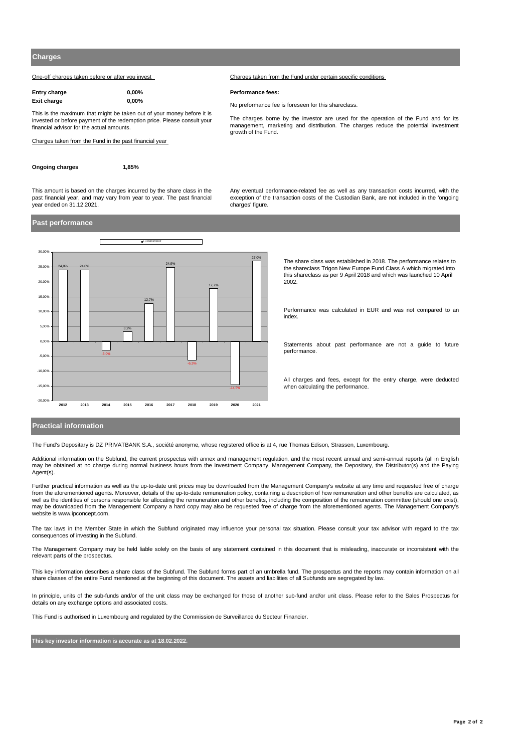## Charges

One-off charges taken before or after you invest

| | |
|---|---|
| **Entry charge** | **0,00%** |
| **Exit charge** | **0,00%** |

This is the maximum that might be taken out of your money before it is invested or before payment of the redemption price. Please consult your financial advisor for the actual amounts.

Charges taken from the Fund in the past financial year

| | |
|---|---|
| **Ongoing charges** | **1,85%** |

This amount is based on the charges incurred by the share class in the past financial year, and may vary from year to year. The past financial year ended on 31.12.2021.

Charges taken from the Fund under certain specific conditions

**Performance fees:**

No preformance fee is foreseen for this shareclass.

The charges borne by the investor are used for the operation of the Fund and for its management, marketing and distribution. The charges reduce the potential investment growth of the Fund.

Any eventual performance-related fee as well as any transaction costs incurred, with the exception of the transaction costs of the Custodian Bank, are not included in the 'ongoing charges' figure.

## Past performance

LU1687403102

| Year | 2012 | 2013 | 2014 | 2015 | 2016 | 2017 | 2018 | 2019 | 2020 | 2021 |
|---|---|---|---|---|---|---|---|---|---|---|
| Performance | 24,0% | 24,0% | -3,0% | 3,2% | 12,7% | 24,9% | -6,3% | 17,7% | -14,5% | 27,0% |

The share class was established in 2018. The performance relates to the shareclass Trigon New Europe Fund Class A which migrated into this shareclass as per 9 April 2018 and which was launched 10 April 2002.

Performance was calculated in EUR and was not compared to an index.

Statements about past performance are not a guide to future performance.

All charges and fees, except for the entry charge, were deducted when calculating the performance.

## Practical information

The Fund's Depositary is DZ PRIVATBANK S.A., société anonyme, whose registered office is at 4, rue Thomas Edison, Strassen, Luxembourg.

Additional information on the Subfund, the current prospectus with annex and management regulation, and the most recent annual and semi-annual reports (all in English may be obtained at no charge during normal business hours from the Investment Company, Management Company, the Depositary, the Distributor(s) and the Paying Agent(s).

Further practical information as well as the up-to-date unit prices may be downloaded from the Management Company's website at any time and requested free of charge from the aforementioned agents. Moreover, details of the up-to-date remuneration policy, containing a description of how remuneration and other benefits are calculated, as well as the identities of persons responsible for allocating the remuneration and other benefits, including the composition of the remuneration committee (should one exist), may be downloaded from the Management Company a hard copy may also be requested free of charge from the aforementioned agents. The Management Company's website is www.ipconcept.com.

The tax laws in the Member State in which the Subfund originated may influence your personal tax situation. Please consult your tax advisor with regard to the tax consequences of investing in the Subfund.

The Management Company may be held liable solely on the basis of any statement contained in this document that is misleading, inaccurate or inconsistent with the relevant parts of the prospectus.

This key information describes a share class of the Subfund. The Subfund forms part of an umbrella fund. The prospectus and the reports may contain information on all share classes of the entire Fund mentioned at the beginning of this document. The assets and liabilities of all Subfunds are segregated by law.

In principle, units of the sub-funds and/or of the unit class may be exchanged for those of another sub-fund and/or unit class. Please refer to the Sales Prospectus for details on any exchange options and associated costs.

This Fund is authorised in Luxembourg and regulated by the Commission de Surveillance du Secteur Financier.

**This key investor information is accurate as at 18.02.2022.**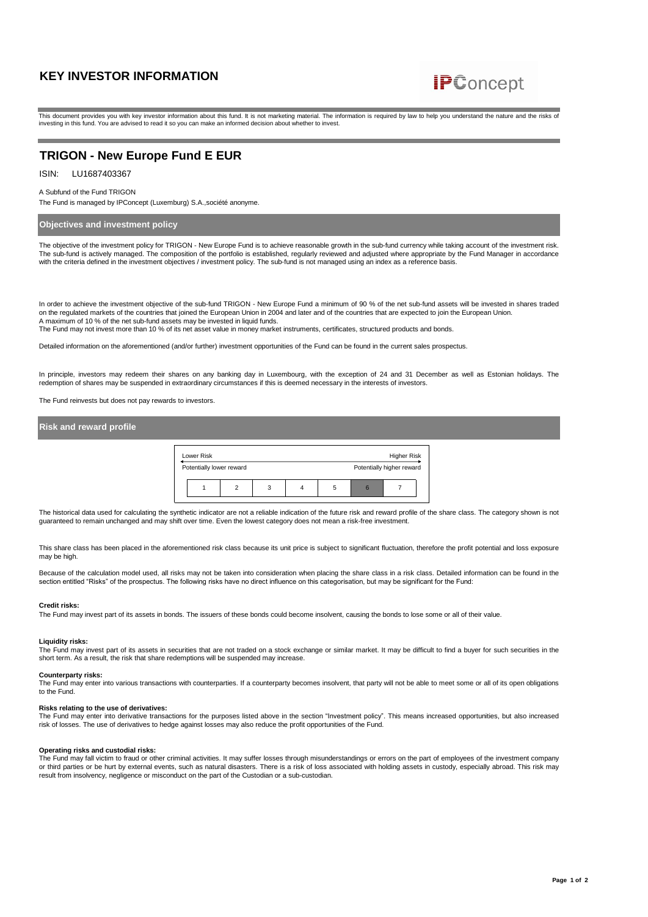# KEY INVESTOR INFORMATION

IPConcept

This document provides you with key investor information about this fund. It is not marketing material. The information is required by law to help you understand the nature and the risks of investing in this fund. You are advised to read it so you can make an informed decision about whether to invest.

## TRIGON - New Europe Fund E EUR

ISIN: LU1687403367

A Subfund of the Fund TRIGON

The Fund is managed by IPConcept (Luxemburg) S.A.,société anonyme.

### Objectives and investment policy

The objective of the investment policy for TRIGON - New Europe Fund is to achieve reasonable growth in the sub-fund currency while taking account of the investment risk. The sub-fund is actively managed. The composition of the portfolio is established, regularly reviewed and adjusted where appropriate by the Fund Manager in accordance with the criteria defined in the investment objectives / investment policy. The sub-fund is not managed using an index as a reference basis.

In order to achieve the investment objective of the sub-fund TRIGON - New Europe Fund a minimum of 90 % of the net sub-fund assets will be invested in shares traded on the regulated markets of the countries that joined the European Union in 2004 and later and of the countries that are expected to join the European Union. A maximum of 10 % of the net sub-fund assets may be invested in liquid funds.
The Fund may not invest more than 10 % of its net asset value in money market instruments, certificates, structured products and bonds.

Detailed information on the aforementioned (and/or further) investment opportunities of the Fund can be found in the current sales prospectus.

In principle, investors may redeem their shares on any banking day in Luxembourg, with the exception of 24 and 31 December as well as Estonian holidays. The redemption of shares may be suspended in extraordinary circumstances if this is deemed necessary in the interests of investors.

The Fund reinvests but does not pay rewards to investors.

### Risk and reward profile

| Lower Risk | | | | | | Higher Risk |
|---|---|---|---|---|---|---|
| Potentially lower reward | | | | | | Potentially higher reward |
| 1 | 2 | 3 | 4 | 5 | **6** | 7 |

The historical data used for calculating the synthetic indicator are not a reliable indication of the future risk and reward profile of the share class. The category shown is not guaranteed to remain unchanged and may shift over time. Even the lowest category does not mean a risk-free investment.

This share class has been placed in the aforementioned risk class because its unit price is subject to significant fluctuation, therefore the profit potential and loss exposure may be high.

Because of the calculation model used, all risks may not be taken into consideration when placing the share class in a risk class. Detailed information can be found in the section entitled "Risks" of the prospectus. The following risks have no direct influence on this categorisation, but may be significant for the Fund:

**Credit risks:**
The Fund may invest part of its assets in bonds. The issuers of these bonds could become insolvent, causing the bonds to lose some or all of their value.

**Liquidity risks:**
The Fund may invest part of its assets in securities that are not traded on a stock exchange or similar market. It may be difficult to find a buyer for such securities in the short term. As a result, the risk that share redemptions will be suspended may increase.

**Counterparty risks:**
The Fund may enter into various transactions with counterparties. If a counterparty becomes insolvent, that party will not be able to meet some or all of its open obligations to the Fund.

**Risks relating to the use of derivatives:**
The Fund may enter into derivative transactions for the purposes listed above in the section "Investment policy". This means increased opportunities, but also increased risk of losses. The use of derivatives to hedge against losses may also reduce the profit opportunities of the Fund.

**Operating risks and custodial risks:**
The Fund may fall victim to fraud or other criminal activities. It may suffer losses through misunderstandings or errors on the part of employees of the investment company or third parties or be hurt by external events, such as natural disasters. There is a risk of loss associated with holding assets in custody, especially abroad. This risk may result from insolvency, negligence or misconduct on the part of the Custodian or a sub-custodian.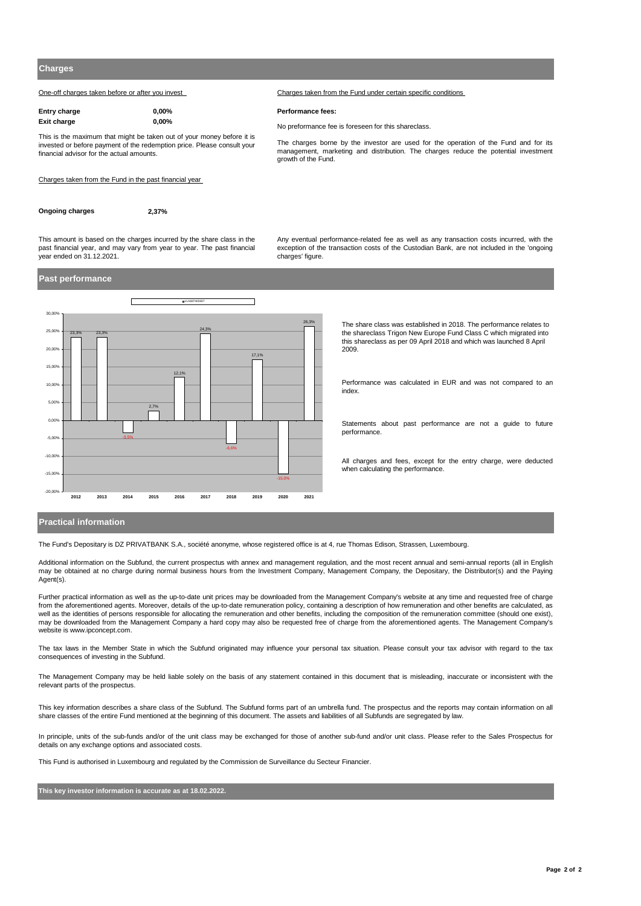## Charges

One-off charges taken before or after you invest

| | |
|---|---|
| **Entry charge** | **0,00%** |
| **Exit charge** | **0,00%** |

This is the maximum that might be taken out of your money before it is invested or before payment of the redemption price. Please consult your financial advisor for the actual amounts.

Charges taken from the Fund in the past financial year

**Ongoing charges** **2,37%**

This amount is based on the charges incurred by the share class in the past financial year, and may vary from year to year. The past financial year ended on 31.12.2021.

Charges taken from the Fund under certain specific conditions

**Performance fees:**

No preformance fee is foreseen for this shareclass.

The charges borne by the investor are used for the operation of the Fund and for its management, marketing and distribution. The charges reduce the potential investment growth of the Fund.

Any eventual performance-related fee as well as any transaction costs incurred, with the exception of the transaction costs of the Custodian Bank, are not included in the 'ongoing charges' figure.

## Past performance

LU1687402367

30,00%
25,00%
20,00%
15,00%
10,00%
5,00%
0,00%
-5,00%
-10,00%
-15,00%
-20,00%

23,3% 23,3% -3,5% 2,7% 12,1% 24,3% -6,6% 17,1% -15,0% 26,3%

2012 2013 2014 2015 2016 2017 2018 2019 2020 2021

The share class was established in 2018. The performance relates to the shareclass Trigon New Europe Fund Class C which migrated into this shareclass as per 09 April 2018 and which was launched 8 April 2009.

Performance was calculated in EUR and was not compared to an index.

Statements about past performance are not a guide to future performance.

All charges and fees, except for the entry charge, were deducted when calculating the performance.

## Practical information

The Fund's Depositary is DZ PRIVATBANK S.A., société anonyme, whose registered office is at 4, rue Thomas Edison, Strassen, Luxembourg.

Additional information on the Subfund, the current prospectus with annex and management regulation, and the most recent annual and semi-annual reports (all in English may be obtained at no charge during normal business hours from the Investment Company, Management Company, the Depositary, the Distributor(s) and the Paying Agent(s).

Further practical information as well as the up-to-date unit prices may be downloaded from the Management Company's website at any time and requested free of charge from the aforementioned agents. Moreover, details of the up-to-date remuneration policy, containing a description of how remuneration and other benefits are calculated, as well as the identities of persons responsible for allocating the remuneration and other benefits, including the composition of the remuneration committee (should one exist), may be downloaded from the Management Company a hard copy may also be requested free of charge from the aforementioned agents. The Management Company's website is www.ipconcept.com.

The tax laws in the Member State in which the Subfund originated may influence your personal tax situation. Please consult your tax advisor with regard to the tax consequences of investing in the Subfund.

The Management Company may be held liable solely on the basis of any statement contained in this document that is misleading, inaccurate or inconsistent with the relevant parts of the prospectus.

This key information describes a share class of the Subfund. The Subfund forms part of an umbrella fund. The prospectus and the reports may contain information on all share classes of the entire Fund mentioned at the beginning of this document. The assets and liabilities of all Subfunds are segregated by law.

In principle, units of the sub-funds and/or of the unit class may be exchanged for those of another sub-fund and/or unit class. Please refer to the Sales Prospectus for details on any exchange options and associated costs.

This Fund is authorised in Luxembourg and regulated by the Commission de Surveillance du Secteur Financier.

**This key investor information is accurate as at 18.02.2022.**